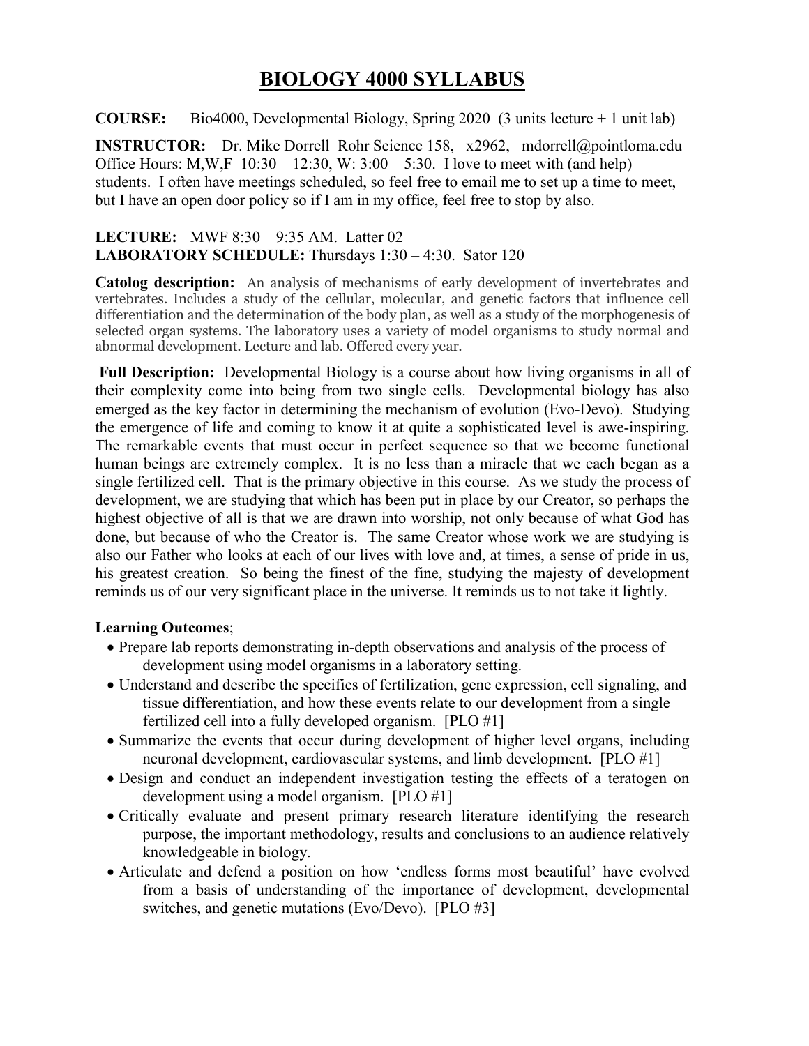# BIOLOGY 4000 SYLLABUS

**COURSE:** Bio4000, Developmental Biology, Spring 2020 (3 units lecture + 1 unit lab)

**INSTRUCTOR:** Dr. Mike Dorrell Rohr Science 158, x2962, mdorrell@pointloma.edu
Office Hours: M,W,F 10:30 – 12:30, W: 3:00 – 5:30. I love to meet with (and help) students. I often have meetings scheduled, so feel free to email me to set up a time to meet, but I have an open door policy so if I am in my office, feel free to stop by also.

**LECTURE:** MWF 8:30 – 9:35 AM. Latter 02
**LABORATORY SCHEDULE:** Thursdays 1:30 – 4:30. Sator 120

**Catolog description:** An analysis of mechanisms of early development of invertebrates and vertebrates. Includes a study of the cellular, molecular, and genetic factors that influence cell differentiation and the determination of the body plan, as well as a study of the morphogenesis of selected organ systems. The laboratory uses a variety of model organisms to study normal and abnormal development. Lecture and lab. Offered every year.

**Full Description:** Developmental Biology is a course about how living organisms in all of their complexity come into being from two single cells. Developmental biology has also emerged as the key factor in determining the mechanism of evolution (Evo-Devo). Studying the emergence of life and coming to know it at quite a sophisticated level is awe-inspiring. The remarkable events that must occur in perfect sequence so that we become functional human beings are extremely complex. It is no less than a miracle that we each began as a single fertilized cell. That is the primary objective in this course. As we study the process of development, we are studying that which has been put in place by our Creator, so perhaps the highest objective of all is that we are drawn into worship, not only because of what God has done, but because of who the Creator is. The same Creator whose work we are studying is also our Father who looks at each of our lives with love and, at times, a sense of pride in us, his greatest creation. So being the finest of the fine, studying the majesty of development reminds us of our very significant place in the universe. It reminds us to not take it lightly.

**Learning Outcomes**;

- Prepare lab reports demonstrating in-depth observations and analysis of the process of development using model organisms in a laboratory setting.
- Understand and describe the specifics of fertilization, gene expression, cell signaling, and tissue differentiation, and how these events relate to our development from a single fertilized cell into a fully developed organism. [PLO #1]
- Summarize the events that occur during development of higher level organs, including neuronal development, cardiovascular systems, and limb development. [PLO #1]
- Design and conduct an independent investigation testing the effects of a teratogen on development using a model organism. [PLO #1]
- Critically evaluate and present primary research literature identifying the research purpose, the important methodology, results and conclusions to an audience relatively knowledgeable in biology.
- Articulate and defend a position on how 'endless forms most beautiful' have evolved from a basis of understanding of the importance of development, developmental switches, and genetic mutations (Evo/Devo). [PLO #3]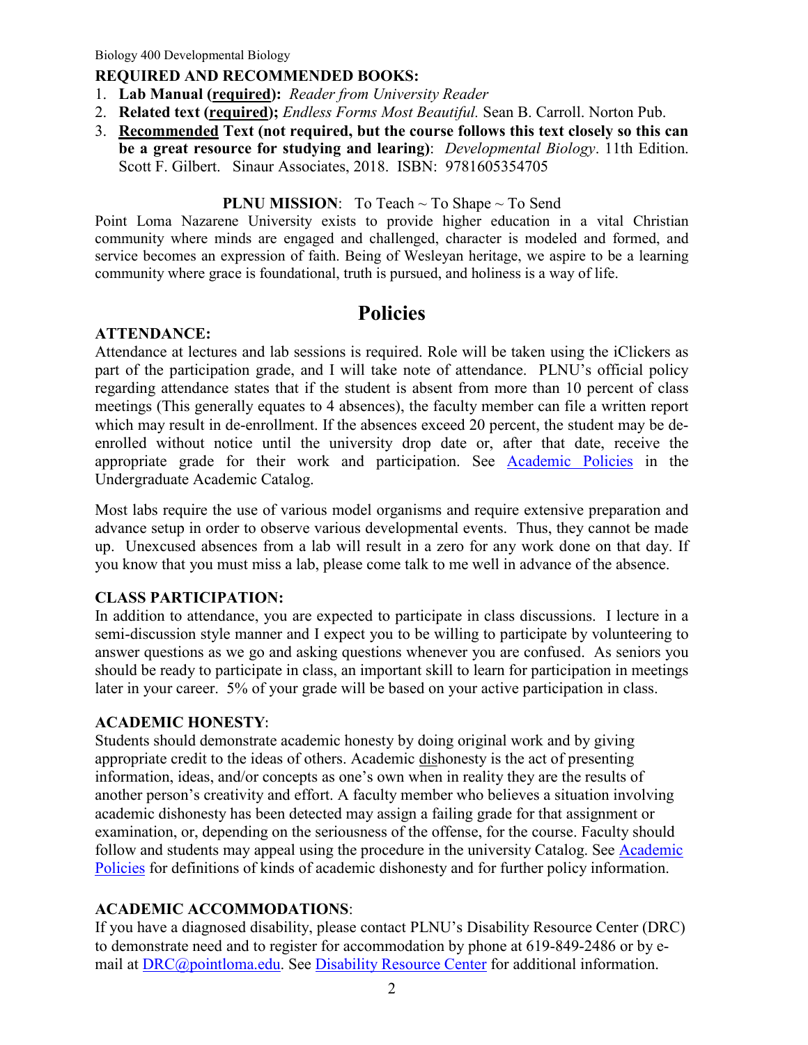**REQUIRED AND RECOMMENDED BOOKS:**

1. **Lab Manual (required):** *Reader from University Reader*
2. **Related text (required);** *Endless Forms Most Beautiful.* Sean B. Carroll. Norton Pub.
3. **Recommended Text (not required, but the course follows this text closely so this can be a great resource for studying and learing)**: *Developmental Biology*. 11th Edition. Scott F. Gilbert. Sinaur Associates, 2018. ISBN: 9781605354705

**PLNU MISSION**: To Teach ~ To Shape ~ To Send

Point Loma Nazarene University exists to provide higher education in a vital Christian community where minds are engaged and challenged, character is modeled and formed, and service becomes an expression of faith. Being of Wesleyan heritage, we aspire to be a learning community where grace is foundational, truth is pursued, and holiness is a way of life.

# Policies

**ATTENDANCE:**

Attendance at lectures and lab sessions is required. Role will be taken using the iClickers as part of the participation grade, and I will take note of attendance. PLNU's official policy regarding attendance states that if the student is absent from more than 10 percent of class meetings (This generally equates to 4 absences), the faculty member can file a written report which may result in de-enrollment. If the absences exceed 20 percent, the student may be de-enrolled without notice until the university drop date or, after that date, receive the appropriate grade for their work and participation. See [Academic Policies] in the Undergraduate Academic Catalog.

Most labs require the use of various model organisms and require extensive preparation and advance setup in order to observe various developmental events. Thus, they cannot be made up. Unexcused absences from a lab will result in a zero for any work done on that day. If you know that you must miss a lab, please come talk to me well in advance of the absence.

**CLASS PARTICIPATION:**

In addition to attendance, you are expected to participate in class discussions. I lecture in a semi-discussion style manner and I expect you to be willing to participate by volunteering to answer questions as we go and asking questions whenever you are confused. As seniors you should be ready to participate in class, an important skill to learn for participation in meetings later in your career. 5% of your grade will be based on your active participation in class.

**ACADEMIC HONESTY**:

Students should demonstrate academic honesty by doing original work and by giving appropriate credit to the ideas of others. Academic dishonesty is the act of presenting information, ideas, and/or concepts as one's own when in reality they are the results of another person's creativity and effort. A faculty member who believes a situation involving academic dishonesty has been detected may assign a failing grade for that assignment or examination, or, depending on the seriousness of the offense, for the course. Faculty should follow and students may appeal using the procedure in the university Catalog. See [Academic Policies] for definitions of kinds of academic dishonesty and for further policy information.

**ACADEMIC ACCOMMODATIONS**:

If you have a diagnosed disability, please contact PLNU's Disability Resource Center (DRC) to demonstrate need and to register for accommodation by phone at 619-849-2486 or by e-mail at DRC@pointloma.edu. See [Disability Resource Center] for additional information.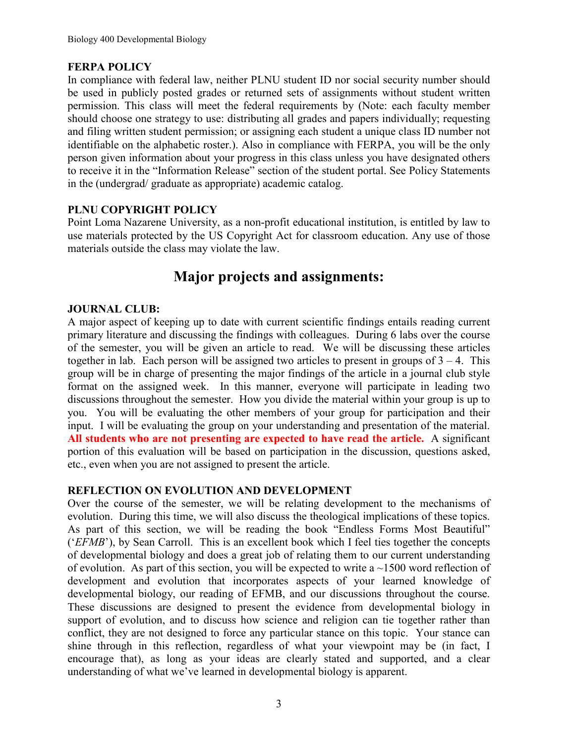**FERPA POLICY**

In compliance with federal law, neither PLNU student ID nor social security number should be used in publicly posted grades or returned sets of assignments without student written permission. This class will meet the federal requirements by (Note: each faculty member should choose one strategy to use: distributing all grades and papers individually; requesting and filing written student permission; or assigning each student a unique class ID number not identifiable on the alphabetic roster.). Also in compliance with FERPA, you will be the only person given information about your progress in this class unless you have designated others to receive it in the "Information Release" section of the student portal. See Policy Statements in the (undergrad/ graduate as appropriate) academic catalog.

**PLNU COPYRIGHT POLICY**

Point Loma Nazarene University, as a non-profit educational institution, is entitled by law to use materials protected by the US Copyright Act for classroom education. Any use of those materials outside the class may violate the law.

# Major projects and assignments:

**JOURNAL CLUB:**

A major aspect of keeping up to date with current scientific findings entails reading current primary literature and discussing the findings with colleagues. During 6 labs over the course of the semester, you will be given an article to read. We will be discussing these articles together in lab. Each person will be assigned two articles to present in groups of 3 – 4. This group will be in charge of presenting the major findings of the article in a journal club style format on the assigned week. In this manner, everyone will participate in leading two discussions throughout the semester. How you divide the material within your group is up to you. You will be evaluating the other members of your group for participation and their input. I will be evaluating the group on your understanding and presentation of the material. **All students who are not presenting are expected to have read the article.** A significant portion of this evaluation will be based on participation in the discussion, questions asked, etc., even when you are not assigned to present the article.

**REFLECTION ON EVOLUTION AND DEVELOPMENT**

Over the course of the semester, we will be relating development to the mechanisms of evolution. During this time, we will also discuss the theological implications of these topics. As part of this section, we will be reading the book "Endless Forms Most Beautiful" ('*EFMB*'), by Sean Carroll. This is an excellent book which I feel ties together the concepts of developmental biology and does a great job of relating them to our current understanding of evolution. As part of this section, you will be expected to write a ~1500 word reflection of development and evolution that incorporates aspects of your learned knowledge of developmental biology, our reading of EFMB, and our discussions throughout the course. These discussions are designed to present the evidence from developmental biology in support of evolution, and to discuss how science and religion can tie together rather than conflict, they are not designed to force any particular stance on this topic. Your stance can shine through in this reflection, regardless of what your viewpoint may be (in fact, I encourage that), as long as your ideas are clearly stated and supported, and a clear understanding of what we've learned in developmental biology is apparent.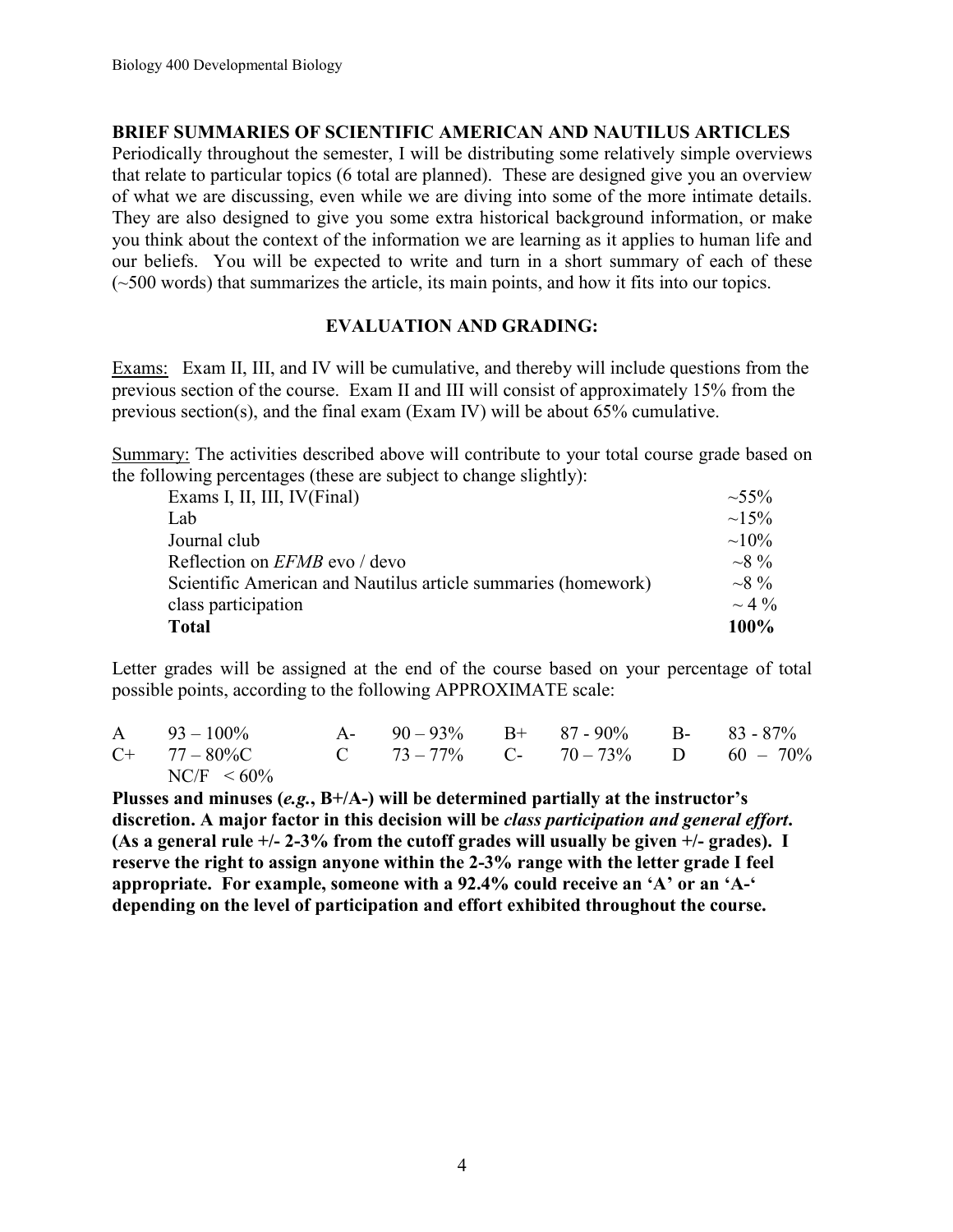## BRIEF SUMMARIES OF SCIENTIFIC AMERICAN AND NAUTILUS ARTICLES

Periodically throughout the semester, I will be distributing some relatively simple overviews that relate to particular topics (6 total are planned). These are designed give you an overview of what we are discussing, even while we are diving into some of the more intimate details. They are also designed to give you some extra historical background information, or make you think about the context of the information we are learning as it applies to human life and our beliefs. You will be expected to write and turn in a short summary of each of these (~500 words) that summarizes the article, its main points, and how it fits into our topics.

## EVALUATION AND GRADING:

Exams: Exam II, III, and IV will be cumulative, and thereby will include questions from the previous section of the course. Exam II and III will consist of approximately 15% from the previous section(s), and the final exam (Exam IV) will be about 65% cumulative.

Summary: The activities described above will contribute to your total course grade based on the following percentages (these are subject to change slightly):

| | |
|---|---|
| Exams I, II, III, IV(Final) | ~55% |
| Lab | ~15% |
| Journal club | ~10% |
| Reflection on *EFMB* evo / devo | ~8 % |
| Scientific American and Nautilus article summaries (homework) | ~8 % |
| class participation | ~ 4 % |
| **Total** | **100%** |

Letter grades will be assigned at the end of the course based on your percentage of total possible points, according to the following APPROXIMATE scale:

| | | | | | | | |
|---|---|---|---|---|---|---|---|
| A | 93 – 100% | A- | 90 – 93% | B+ | 87 - 90% | B- | 83 - 87% |
| C+ | 77 – 80%C | C | 73 – 77% | C- | 70 – 73% | D | 60 – 70% |
| | NC/F < 60% | | | | | | |

**Plusses and minuses (*e.g.*, B+/A-) will be determined partially at the instructor's discretion. A major factor in this decision will be *class participation and general effort*. (As a general rule +/- 2-3% from the cutoff grades will usually be given +/- grades). I reserve the right to assign anyone within the 2-3% range with the letter grade I feel appropriate. For example, someone with a 92.4% could receive an 'A' or an 'A-' depending on the level of participation and effort exhibited throughout the course.**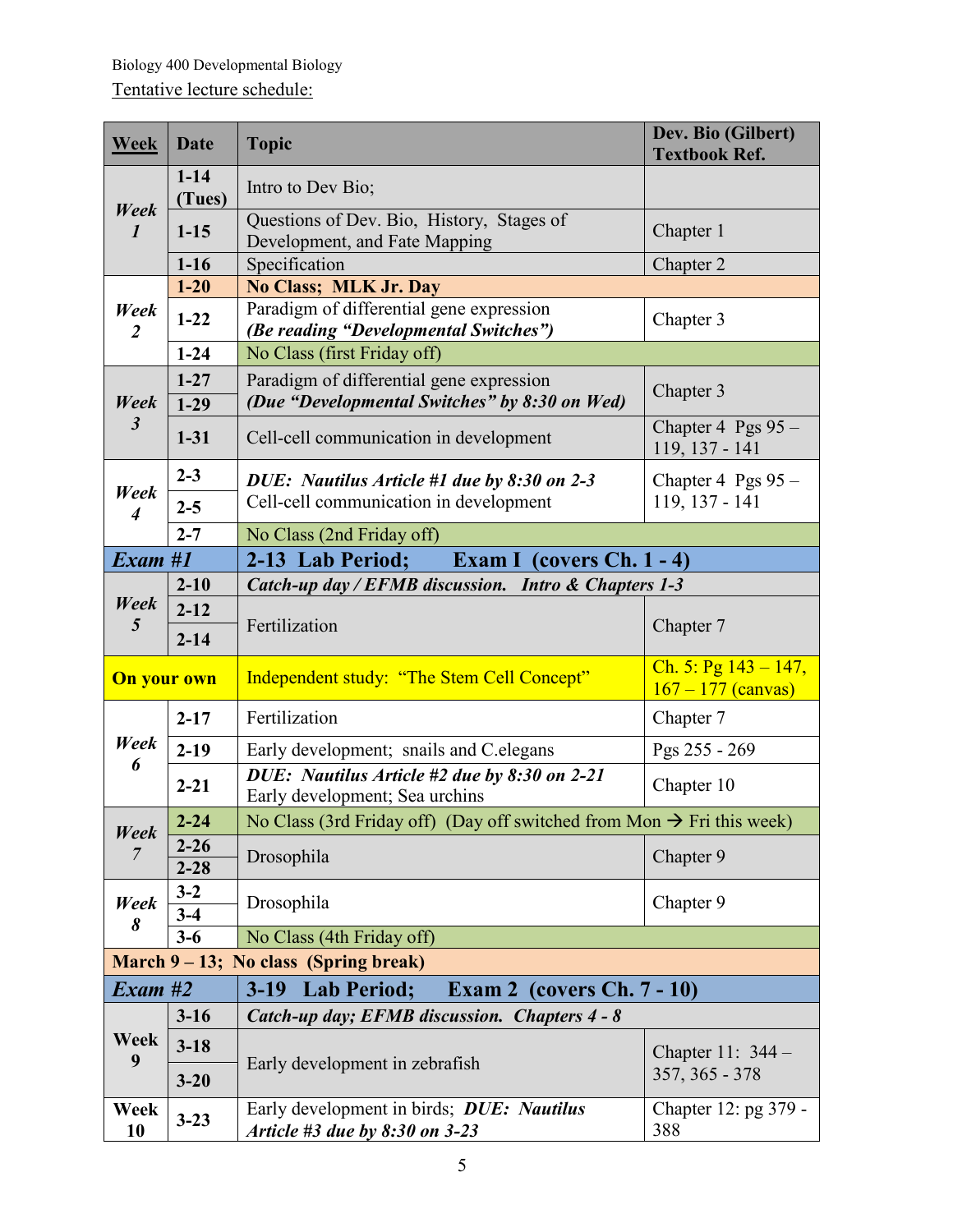Biology 400 Developmental Biology

Tentative lecture schedule:

| Week | Date | Topic | Dev. Bio (Gilbert) Textbook Ref. |
|---|---|---|---|
| *Week 1* | 1-14 (Tues) | Intro to Dev Bio; | |
| | 1-15 | Questions of Dev. Bio, History, Stages of Development, and Fate Mapping | Chapter 1 |
| | 1-16 | Specification | Chapter 2 |
| *Week 2* | **1-20** | **No Class; MLK Jr. Day** | |
| | 1-22 | Paradigm of differential gene expression ***(Be reading "Developmental Switches")*** | Chapter 3 |
| | 1-24 | No Class (first Friday off) | |
| *Week 3* | 1-27 | Paradigm of differential gene expression ***(Due "Developmental Switches" by 8:30 on Wed)*** | Chapter 3 |
| | 1-29 | | |
| | 1-31 | Cell-cell communication in development | Chapter 4 Pgs 95 – 119, 137 - 141 |
| *Week 4* | 2-3 | ***DUE: Nautilus Article #1 due by 8:30 on 2-3*** Cell-cell communication in development | Chapter 4 Pgs 95 – 119, 137 - 141 |
| | 2-5 | | |
| | 2-7 | No Class (2nd Friday off) | |
| ***Exam #1*** | | **2-13 Lab Period; Exam I (covers Ch. 1 - 4)** | |
| *Week 5* | 2-10 | ***Catch-up day / EFMB discussion. Intro & Chapters 1-3*** | |
| | 2-12 | Fertilization | Chapter 7 |
| | 2-14 | | |
| **On your own** | | Independent study: "The Stem Cell Concept" | Ch. 5: Pg 143 – 147, 167 – 177 (canvas) |
| *Week 6* | 2-17 | Fertilization | Chapter 7 |
| | 2-19 | Early development; snails and C.elegans | Pgs 255 - 269 |
| | 2-21 | ***DUE: Nautilus Article #2 due by 8:30 on 2-21*** Early development; Sea urchins | Chapter 10 |
| *Week 7* | 2-24 | No Class (3rd Friday off) (Day off switched from Mon → Fri this week) | |
| | 2-26 | Drosophila | Chapter 9 |
| | 2-28 | | |
| *Week 8* | 3-2 | Drosophila | Chapter 9 |
| | 3-4 | | |
| | 3-6 | No Class (4th Friday off) | |
| **March 9 – 13; No class (Spring break)** | | | |
| ***Exam #2*** | | **3-19 Lab Period; Exam 2 (covers Ch. 7 - 10)** | |
| **Week 9** | 3-16 | ***Catch-up day; EFMB discussion. Chapters 4 - 8*** | |
| | 3-18 | Early development in zebrafish | Chapter 11: 344 – 357, 365 - 378 |
| | 3-20 | | |
| **Week 10** | 3-23 | Early development in birds; ***DUE: Nautilus Article #3 due by 8:30 on 3-23*** | Chapter 12: pg 379 - 388 |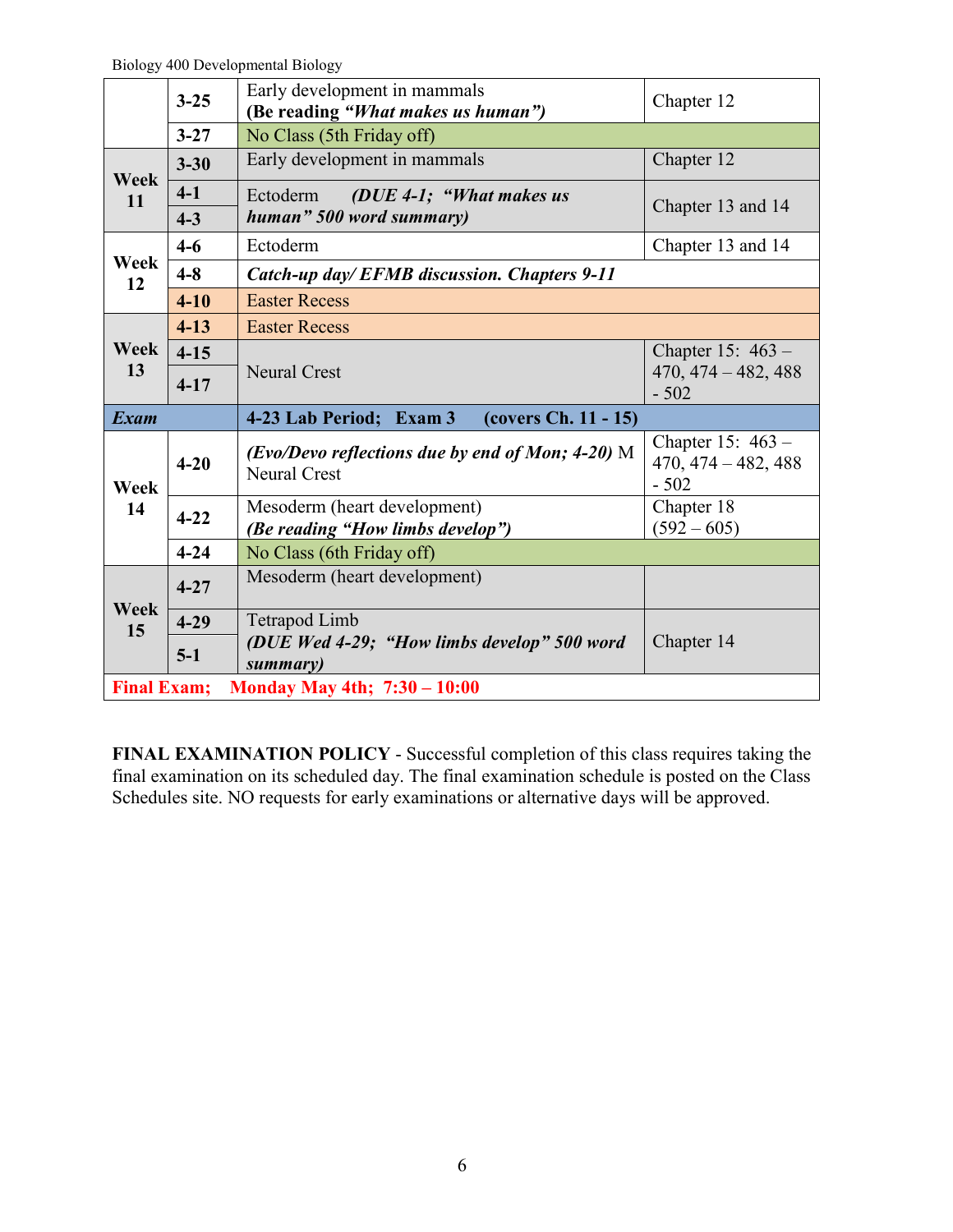Biology 400 Developmental Biology

| Week | Date | Topic | Reading |
|---|---|---|---|
| | 3-25 | Early development in mammals **(Be reading *"What makes us human"*)** | Chapter 12 |
| | 3-27 | No Class (5th Friday off) | |
| **Week 11** | 3-30 | Early development in mammals | Chapter 12 |
| | 4-1 | Ectoderm ***(DUE 4-1; "What makes us human" 500 word summary)*** | Chapter 13 and 14 |
| | 4-3 | | |
| **Week 12** | 4-6 | Ectoderm | Chapter 13 and 14 |
| | 4-8 | ***Catch-up day/ EFMB discussion. Chapters 9-11*** | |
| | 4-10 | Easter Recess | |
| **Week 13** | 4-13 | Easter Recess | |
| | 4-15 | Neural Crest | Chapter 15: 463 – 470, 474 – 482, 488 - 502 |
| | 4-17 | | |
| ***Exam*** | | **4-23 Lab Period; Exam 3 (covers Ch. 11 - 15)** | |
| **Week 14** | 4-20 | ***(Evo/Devo reflections due by end of Mon; 4-20)*** M Neural Crest | Chapter 15: 463 – 470, 474 – 482, 488 - 502 |
| | 4-22 | Mesoderm (heart development) ***(Be reading "How limbs develop")*** | Chapter 18 (592 – 605) |
| | 4-24 | No Class (6th Friday off) | |
| **Week 15** | 4-27 | Mesoderm (heart development) | |
| | 4-29 | Tetrapod Limb ***(DUE Wed 4-29; "How limbs develop" 500 word summary)*** | Chapter 14 |
| | 5-1 | | |
| **Final Exam;** | | **Monday May 4th; 7:30 – 10:00** | |

**FINAL EXAMINATION POLICY** - Successful completion of this class requires taking the final examination on its scheduled day. The final examination schedule is posted on the Class Schedules site. NO requests for early examinations or alternative days will be approved.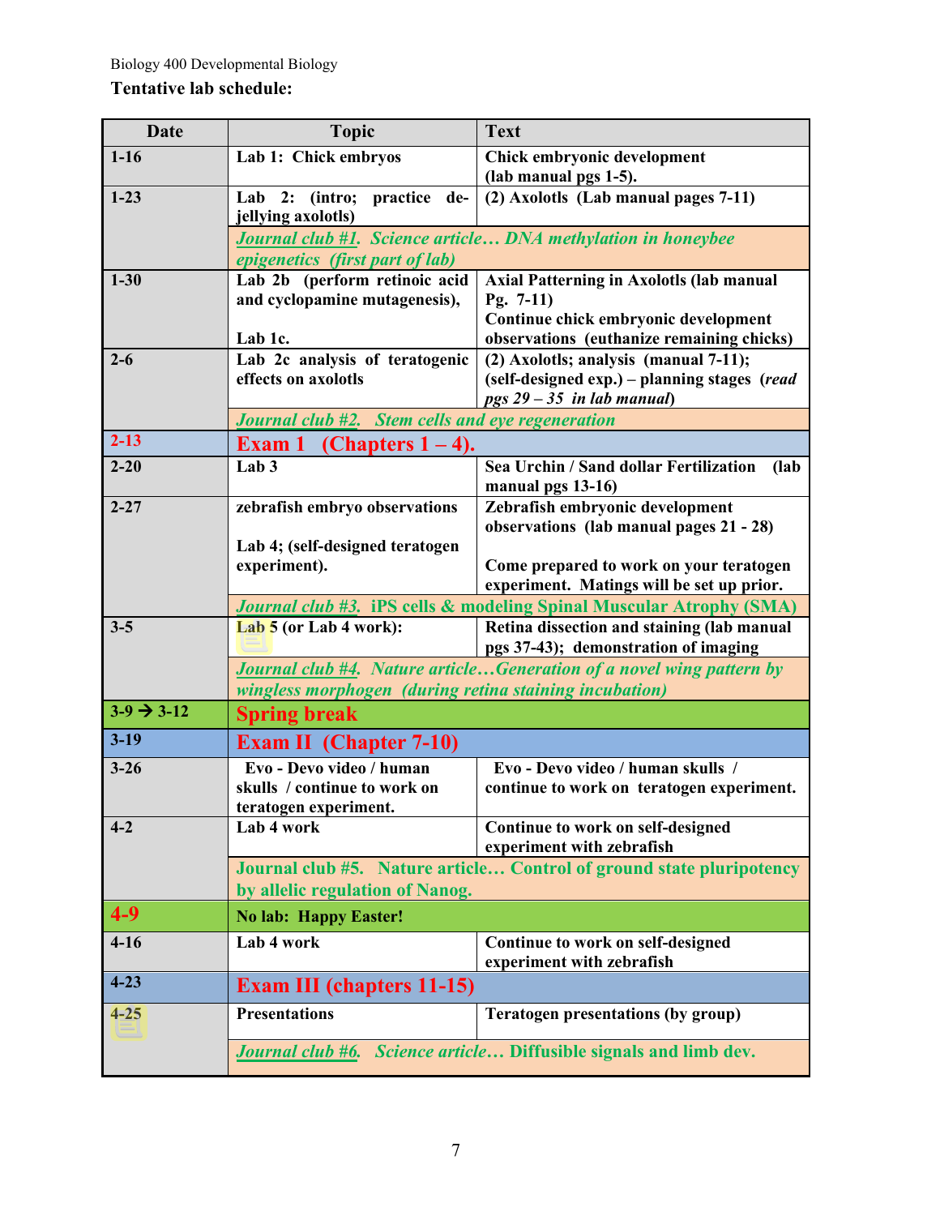Biology 400 Developmental Biology

**Tentative lab schedule:**

| Date | Topic | Text |
|---|---|---|
| 1-16 | **Lab 1: Chick embryos** | **Chick embryonic development (lab manual pgs 1-5).** |
| 1-23 | **Lab 2: (intro; practice de-jellying axolotls)** | **(2) Axolotls (Lab manual pages 7-11)** |
| | ***Journal club #1. Science article… DNA methylation in honeybee epigenetics (first part of lab)*** | |
| 1-30 | **Lab 2b (perform retinoic acid and cyclopamine mutagenesis),**<br><br>**Lab 1c.** | **Axial Patterning in Axolotls (lab manual Pg. 7-11)**<br>**Continue chick embryonic development observations (euthanize remaining chicks)** |
| 2-6 | **Lab 2c analysis of teratogenic effects on axolotls** | **(2) Axolotls; analysis (manual 7-11); (self-designed exp.) – planning stages (*read pgs 29 – 35 in lab manual*)** |
| | ***Journal club #2. Stem cells and eye regeneration*** | |
| 2-13 | **Exam 1 (Chapters 1 – 4).** | |
| 2-20 | **Lab 3** | **Sea Urchin / Sand dollar Fertilization (lab manual pgs 13-16)** |
| 2-27 | **zebrafish embryo observations**<br><br>**Lab 4; (self-designed teratogen experiment).** | **Zebrafish embryonic development observations (lab manual pages 21 - 28)**<br><br>**Come prepared to work on your teratogen experiment. Matings will be set up prior.** |
| | ***Journal club #3.* iPS cells & modeling Spinal Muscular Atrophy (SMA)** | |
| 3-5 | **Lab 5 (or Lab 4 work):** | **Retina dissection and staining (lab manual pgs 37-43); demonstration of imaging** |
| | ***Journal club #4. Nature article…Generation of a novel wing pattern by wingless morphogen (during retina staining incubation)*** | |
| 3-9 → 3-12 | **Spring break** | |
| 3-19 | **Exam II (Chapter 7-10)** | |
| 3-26 | **Evo - Devo video / human skulls / continue to work on teratogen experiment.** | **Evo - Devo video / human skulls / continue to work on teratogen experiment.** |
| 4-2 | **Lab 4 work** | **Continue to work on self-designed experiment with zebrafish** |
| | **Journal club #5. Nature article… Control of ground state pluripotency by allelic regulation of Nanog.** | |
| 4-9 | **No lab: Happy Easter!** | |
| 4-16 | **Lab 4 work** | **Continue to work on self-designed experiment with zebrafish** |
| 4-23 | **Exam III (chapters 11-15)** | |
| 4-25 | **Presentations** | **Teratogen presentations (by group)** |
| | ***Journal club #6. Science article…* Diffusible signals and limb dev.** | |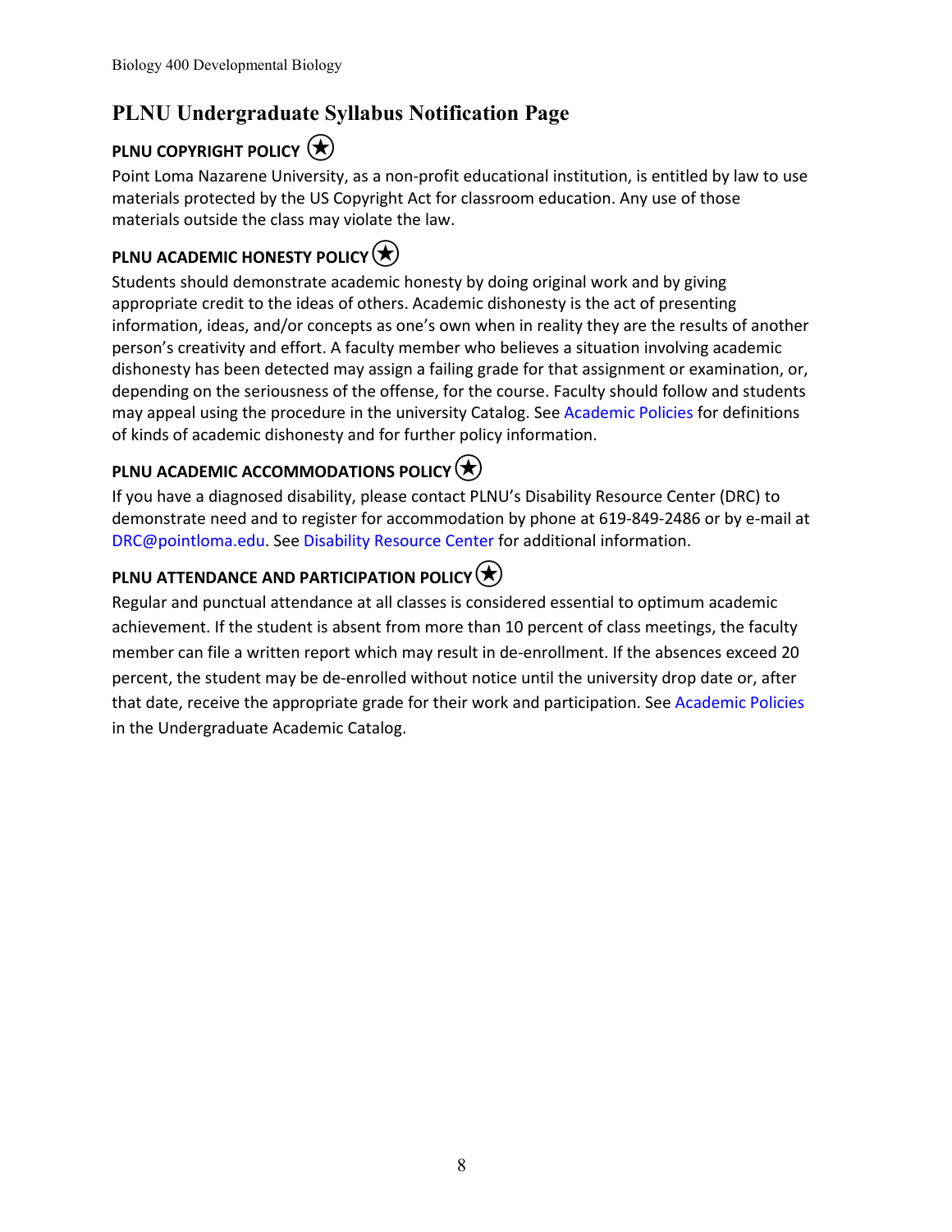## PLNU Undergraduate Syllabus Notification Page

### PLNU COPYRIGHT POLICY ★

Point Loma Nazarene University, as a non-profit educational institution, is entitled by law to use materials protected by the US Copyright Act for classroom education. Any use of those materials outside the class may violate the law.

### PLNU ACADEMIC HONESTY POLICY ★

Students should demonstrate academic honesty by doing original work and by giving appropriate credit to the ideas of others. Academic dishonesty is the act of presenting information, ideas, and/or concepts as one's own when in reality they are the results of another person's creativity and effort. A faculty member who believes a situation involving academic dishonesty has been detected may assign a failing grade for that assignment or examination, or, depending on the seriousness of the offense, for the course. Faculty should follow and students may appeal using the procedure in the university Catalog. See Academic Policies for definitions of kinds of academic dishonesty and for further policy information.

### PLNU ACADEMIC ACCOMMODATIONS POLICY ★

If you have a diagnosed disability, please contact PLNU's Disability Resource Center (DRC) to demonstrate need and to register for accommodation by phone at 619-849-2486 or by e-mail at DRC@pointloma.edu. See Disability Resource Center for additional information.

### PLNU ATTENDANCE AND PARTICIPATION POLICY ★

Regular and punctual attendance at all classes is considered essential to optimum academic achievement. If the student is absent from more than 10 percent of class meetings, the faculty member can file a written report which may result in de-enrollment. If the absences exceed 20 percent, the student may be de-enrolled without notice until the university drop date or, after that date, receive the appropriate grade for their work and participation. See Academic Policies in the Undergraduate Academic Catalog.